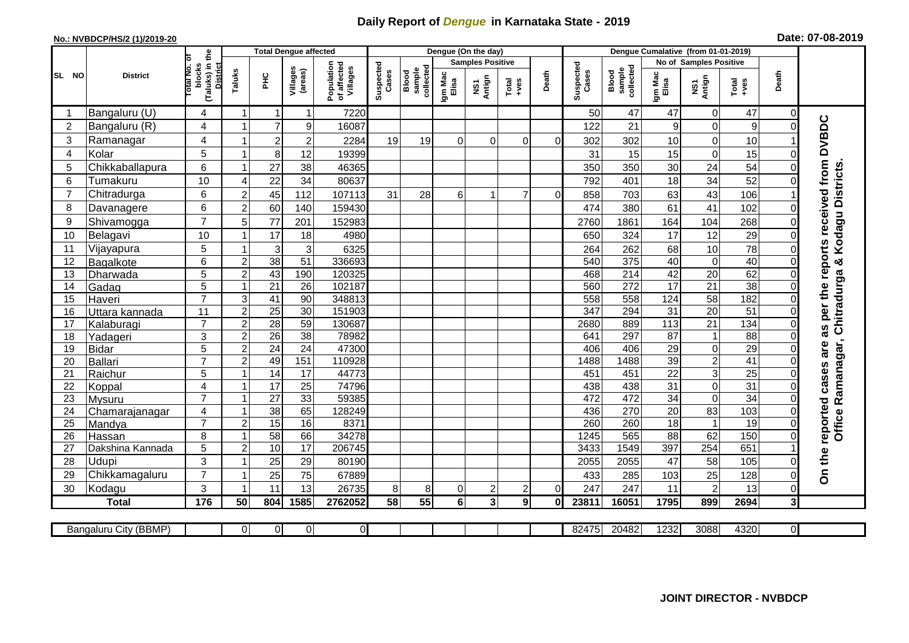# Daily Report of *Dengue* in Karnataka State - 2019

**No.: NVBDCP/HS/2 (1)/2019-20**

**Date: 07-08-2019**

| SL NO | District | Total No. of blocks (Taluks) in the District | Total Dengue affected | | | | Dengue (On the day) | | | | | | | Dengue Cumalative (from 01-01-2019) | | | | | | | |
|---|---|---|---|---|---|---|---|---|---|---|---|---|---|---|---|---|---|---|---|---|
| | | | Taluks | PHC | Villages (areas) | Population of affected Villages | Suspected Cases | Blood sample collected | Samples Positive | | | Death | Suspected Cases | Blood sample collected | No of Samples Positive | | | Death | |
| | | | | | | | | | Igm Mac Elisa | NS1 Antign | Total +ves | | | | Igm Mac Elisa | NS1 Antign | Total +ves | | |
| 1 | Bangaluru (U) | 4 | 1 | 1 | 1 | 7220 | | | | | | | 50 | 47 | 47 | 0 | 47 | 0 | On the reported cases are as per the reports received from DVBDC Office Ramanagar, Chitradurga & Kodagu Districts. |
| 2 | Bangaluru (R) | 4 | 1 | 7 | 9 | 16087 | | | | | | | 122 | 21 | 9 | 0 | 9 | 0 | |
| 3 | Ramanagar | 4 | 1 | 2 | 2 | 2284 | 19 | 19 | 0 | 0 | 0 | 0 | 302 | 302 | 10 | 0 | 10 | 1 | |
| 4 | Kolar | 5 | 1 | 8 | 12 | 19399 | | | | | | | 31 | 15 | 15 | 0 | 15 | 0 | |
| 5 | Chikkaballapura | 6 | 1 | 27 | 38 | 46365 | | | | | | | 350 | 350 | 30 | 24 | 54 | 0 | |
| 6 | Tumakuru | 10 | 4 | 22 | 34 | 80637 | | | | | | | 792 | 401 | 18 | 34 | 52 | 0 | |
| 7 | Chitradurga | 6 | 2 | 45 | 112 | 107113 | 31 | 28 | 6 | 1 | 7 | 0 | 858 | 703 | 63 | 43 | 106 | 1 | |
| 8 | Davanagere | 6 | 2 | 60 | 140 | 159430 | | | | | | | 474 | 380 | 61 | 41 | 102 | 0 | |
| 9 | Shivamogga | 7 | 5 | 77 | 201 | 152983 | | | | | | | 2760 | 1861 | 164 | 104 | 268 | 0 | |
| 10 | Belagavi | 10 | 1 | 17 | 18 | 4980 | | | | | | | 650 | 324 | 17 | 12 | 29 | 0 | |
| 11 | Vijayapura | 5 | 1 | 3 | 3 | 6325 | | | | | | | 264 | 262 | 68 | 10 | 78 | 0 | |
| 12 | Bagalkote | 6 | 2 | 38 | 51 | 336693 | | | | | | | 540 | 375 | 40 | 0 | 40 | 0 | |
| 13 | Dharwada | 5 | 2 | 43 | 190 | 120325 | | | | | | | 468 | 214 | 42 | 20 | 62 | 0 | |
| 14 | Gadag | 5 | 1 | 21 | 26 | 102187 | | | | | | | 560 | 272 | 17 | 21 | 38 | 0 | |
| 15 | Haveri | 7 | 3 | 41 | 90 | 348813 | | | | | | | 558 | 558 | 124 | 58 | 182 | 0 | |
| 16 | Uttara kannada | 11 | 2 | 25 | 30 | 151903 | | | | | | | 347 | 294 | 31 | 20 | 51 | 0 | |
| 17 | Kalaburagi | 7 | 2 | 28 | 59 | 130687 | | | | | | | 2680 | 889 | 113 | 21 | 134 | 0 | |
| 18 | Yadageri | 3 | 2 | 26 | 38 | 78982 | | | | | | | 641 | 297 | 87 | 1 | 88 | 0 | |
| 19 | Bidar | 5 | 2 | 24 | 24 | 47300 | | | | | | | 406 | 406 | 29 | 0 | 29 | 0 | |
| 20 | Ballari | 7 | 2 | 49 | 151 | 110928 | | | | | | | 1488 | 1488 | 39 | 2 | 41 | 0 | |
| 21 | Raichur | 5 | 1 | 14 | 17 | 44773 | | | | | | | 451 | 451 | 22 | 3 | 25 | 0 | |
| 22 | Koppal | 4 | 1 | 17 | 25 | 74796 | | | | | | | 438 | 438 | 31 | 0 | 31 | 0 | |
| 23 | Mysuru | 7 | 1 | 27 | 33 | 59385 | | | | | | | 472 | 472 | 34 | 0 | 34 | 0 | |
| 24 | Chamarajanagar | 4 | 1 | 38 | 65 | 128249 | | | | | | | 436 | 270 | 20 | 83 | 103 | 0 | |
| 25 | Mandya | 7 | 2 | 15 | 16 | 8371 | | | | | | | 260 | 260 | 18 | 1 | 19 | 0 | |
| 26 | Hassan | 8 | 1 | 58 | 66 | 34278 | | | | | | | 1245 | 565 | 88 | 62 | 150 | 0 | |
| 27 | Dakshina Kannada | 5 | 2 | 10 | 17 | 206745 | | | | | | | 3433 | 1549 | 397 | 254 | 651 | 1 | |
| 28 | Udupi | 3 | 1 | 25 | 29 | 80190 | | | | | | | 2055 | 2055 | 47 | 58 | 105 | 0 | |
| 29 | Chikkamagaluru | 7 | 1 | 25 | 75 | 67889 | | | | | | | 433 | 285 | 103 | 25 | 128 | 0 | |
| 30 | Kodagu | 3 | 1 | 11 | 13 | 26735 | 8 | 8 | 0 | 2 | 2 | 0 | 247 | 247 | 11 | 2 | 13 | 0 | |
| | **Total** | **176** | **50** | **804** | **1585** | **2762052** | **58** | **55** | **6** | **3** | **9** | **0** | **23811** | **16051** | **1795** | **899** | **2694** | **3** | |

| Bangaluru City (BBMP) | | 0 | 0 | 0 | 0 | | | | | | | 82475 | 20482 | 1232 | 3088 | 4320 | 0 |
|---|---|---|---|---|---|---|---|---|---|---|---|---|---|---|---|---|---|

**JOINT DIRECTOR - NVBDCP**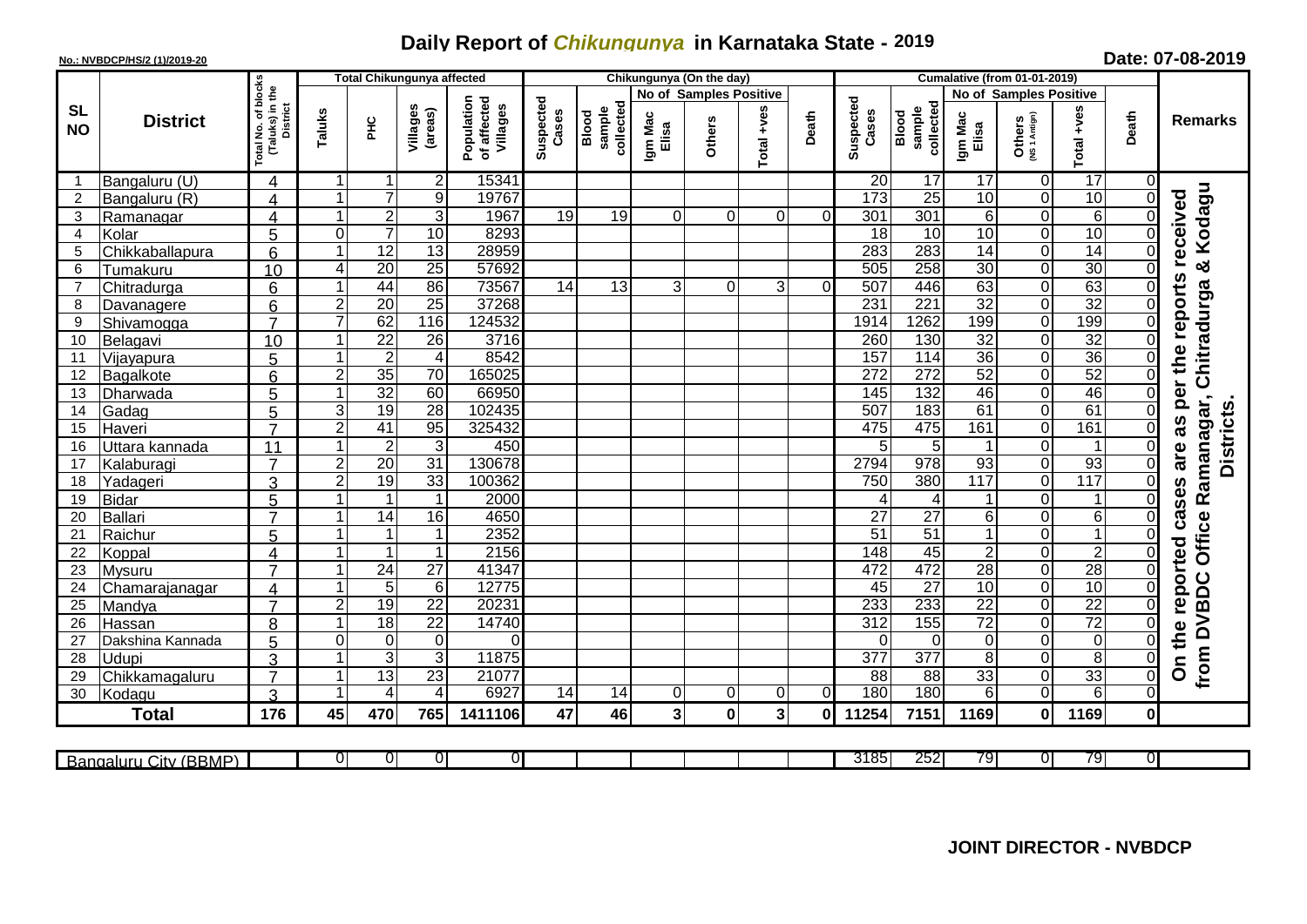# Daily Report of *Chikungunya* in Karnataka State - 2019

**No.: NVBDCP/HS/2 (1)/2019-20**

**Date: 07-08-2019**

| SL NO | District | Total No. of blocks (Taluks) in the District | Total Chikungunya affected | | | | Chikungunya (On the day) | | | | | | Cumalative (from 01-01-2019) | | | | | | Remarks |
|---|---|---|---|---|---|---|---|---|---|---|---|---|---|---|---|---|---|---|---|
| | | | Taluks | PHC | Villages (areas) | Population of affected Villages | Suspected Cases | Blood sample collected | No of Samples Positive | | | Death | Suspected Cases | Blood sample collected | No of Samples Positive | | | Death | |
| | | | | | | | | | Igm Mac Elisa | Others | Total +ves | | | | Igm Mac Elisa | Others (NS 1 Antign) | Total +ves | | |
| 1 | Bangaluru (U) | 4 | 1 | 1 | 2 | 15341 | | | | | | | 20 | 17 | 17 | 0 | 17 | 0 | On the reported cases are as per the reports received from DVBDC Office Ramanagar, Chitradurga & Kodagu Districts. |
| 2 | Bangaluru (R) | 4 | 1 | 7 | 9 | 19767 | | | | | | | 173 | 25 | 10 | 0 | 10 | 0 | |
| 3 | Ramanagar | 4 | 1 | 2 | 3 | 1967 | 19 | 19 | 0 | 0 | 0 | 0 | 301 | 301 | 6 | 0 | 6 | 0 | |
| 4 | Kolar | 5 | 0 | 7 | 10 | 8293 | | | | | | | 18 | 10 | 10 | 0 | 10 | 0 | |
| 5 | Chikkaballapura | 6 | 1 | 12 | 13 | 28959 | | | | | | | 283 | 283 | 14 | 0 | 14 | 0 | |
| 6 | Tumakuru | 10 | 4 | 20 | 25 | 57692 | | | | | | | 505 | 258 | 30 | 0 | 30 | 0 | |
| 7 | Chitradurga | 6 | 1 | 44 | 86 | 73567 | 14 | 13 | 3 | 0 | 3 | 0 | 507 | 446 | 63 | 0 | 63 | 0 | |
| 8 | Davanagere | 6 | 2 | 20 | 25 | 37268 | | | | | | | 231 | 221 | 32 | 0 | 32 | 0 | |
| 9 | Shivamogga | 7 | 7 | 62 | 116 | 124532 | | | | | | | 1914 | 1262 | 199 | 0 | 199 | 0 | |
| 10 | Belagavi | 10 | 1 | 22 | 26 | 3716 | | | | | | | 260 | 130 | 32 | 0 | 32 | 0 | |
| 11 | Vijayapura | 5 | 1 | 2 | 4 | 8542 | | | | | | | 157 | 114 | 36 | 0 | 36 | 0 | |
| 12 | Bagalkote | 6 | 2 | 35 | 70 | 165025 | | | | | | | 272 | 272 | 52 | 0 | 52 | 0 | |
| 13 | Dharwada | 5 | 1 | 32 | 60 | 66950 | | | | | | | 145 | 132 | 46 | 0 | 46 | 0 | |
| 14 | Gadag | 5 | 3 | 19 | 28 | 102435 | | | | | | | 507 | 183 | 61 | 0 | 61 | 0 | |
| 15 | Haveri | 7 | 2 | 41 | 95 | 325432 | | | | | | | 475 | 475 | 161 | 0 | 161 | 0 | |
| 16 | Uttara kannada | 11 | 1 | 2 | 3 | 450 | | | | | | | 5 | 5 | 1 | 0 | 1 | 0 | |
| 17 | Kalaburagi | 7 | 2 | 20 | 31 | 130678 | | | | | | | 2794 | 978 | 93 | 0 | 93 | 0 | |
| 18 | Yadageri | 3 | 2 | 19 | 33 | 100362 | | | | | | | 750 | 380 | 117 | 0 | 117 | 0 | |
| 19 | Bidar | 5 | 1 | 1 | 1 | 2000 | | | | | | | 4 | 4 | 1 | 0 | 1 | 0 | |
| 20 | Ballari | 7 | 1 | 14 | 16 | 4650 | | | | | | | 27 | 27 | 6 | 0 | 6 | 0 | |
| 21 | Raichur | 5 | 1 | 1 | 1 | 2352 | | | | | | | 51 | 51 | 1 | 0 | 1 | 0 | |
| 22 | Koppal | 4 | 1 | 1 | 1 | 2156 | | | | | | | 148 | 45 | 2 | 0 | 2 | 0 | |
| 23 | Mysuru | 7 | 1 | 24 | 27 | 41347 | | | | | | | 472 | 472 | 28 | 0 | 28 | 0 | |
| 24 | Chamarajanagar | 4 | 1 | 5 | 6 | 12775 | | | | | | | 45 | 27 | 10 | 0 | 10 | 0 | |
| 25 | Mandya | 7 | 2 | 19 | 22 | 20231 | | | | | | | 233 | 233 | 22 | 0 | 22 | 0 | |
| 26 | Hassan | 8 | 1 | 18 | 22 | 14740 | | | | | | | 312 | 155 | 72 | 0 | 72 | 0 | |
| 27 | Dakshina Kannada | 5 | 0 | 0 | 0 | 0 | | | | | | | 0 | 0 | 0 | 0 | 0 | 0 | |
| 28 | Udupi | 3 | 1 | 3 | 3 | 11875 | | | | | | | 377 | 377 | 8 | 0 | 8 | 0 | |
| 29 | Chikkamagaluru | 7 | 1 | 13 | 23 | 21077 | | | | | | | 88 | 88 | 33 | 0 | 33 | 0 | |
| 30 | Kodagu | 3 | 1 | 4 | 4 | 6927 | 14 | 14 | 0 | 0 | 0 | 0 | 180 | 180 | 6 | 0 | 6 | 0 | |
| **Total** | | **176** | **45** | **470** | **765** | **1411106** | **47** | **46** | **3** | **0** | **3** | **0** | **11254** | **7151** | **1169** | **0** | **1169** | **0** | |

| | | | | | | | | | | | | | | | | | | |
|---|---|---|---|---|---|---|---|---|---|---|---|---|---|---|---|---|---|---|
| Bangaluru City (BBMP) | | 0 | 0 | 0 | 0 | | | | | | | 3185 | 252 | 79 | 0 | 79 | 0 | |

**JOINT DIRECTOR - NVBDCP**